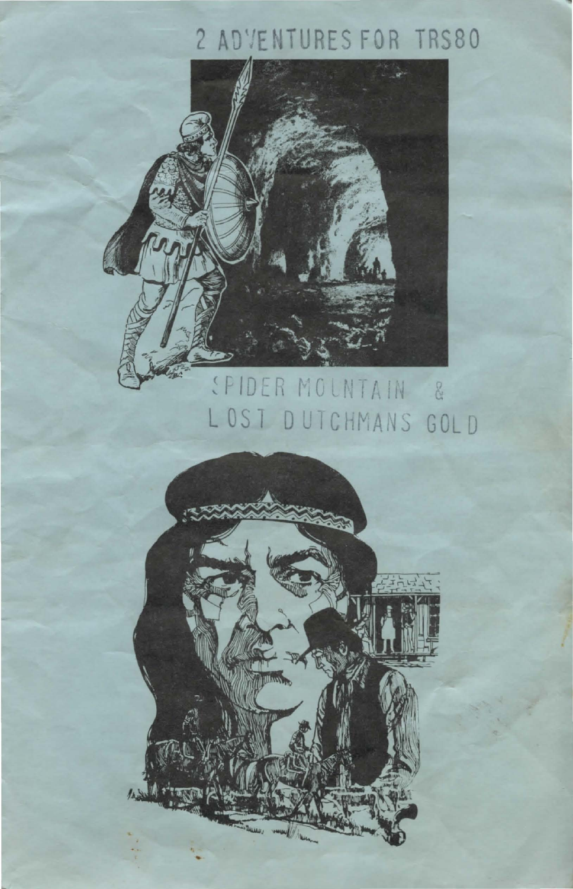# 2 ADVENTURES FOR TRS80

## SPIDER MOUNTAIN & LOST DUTCHMANS GOLD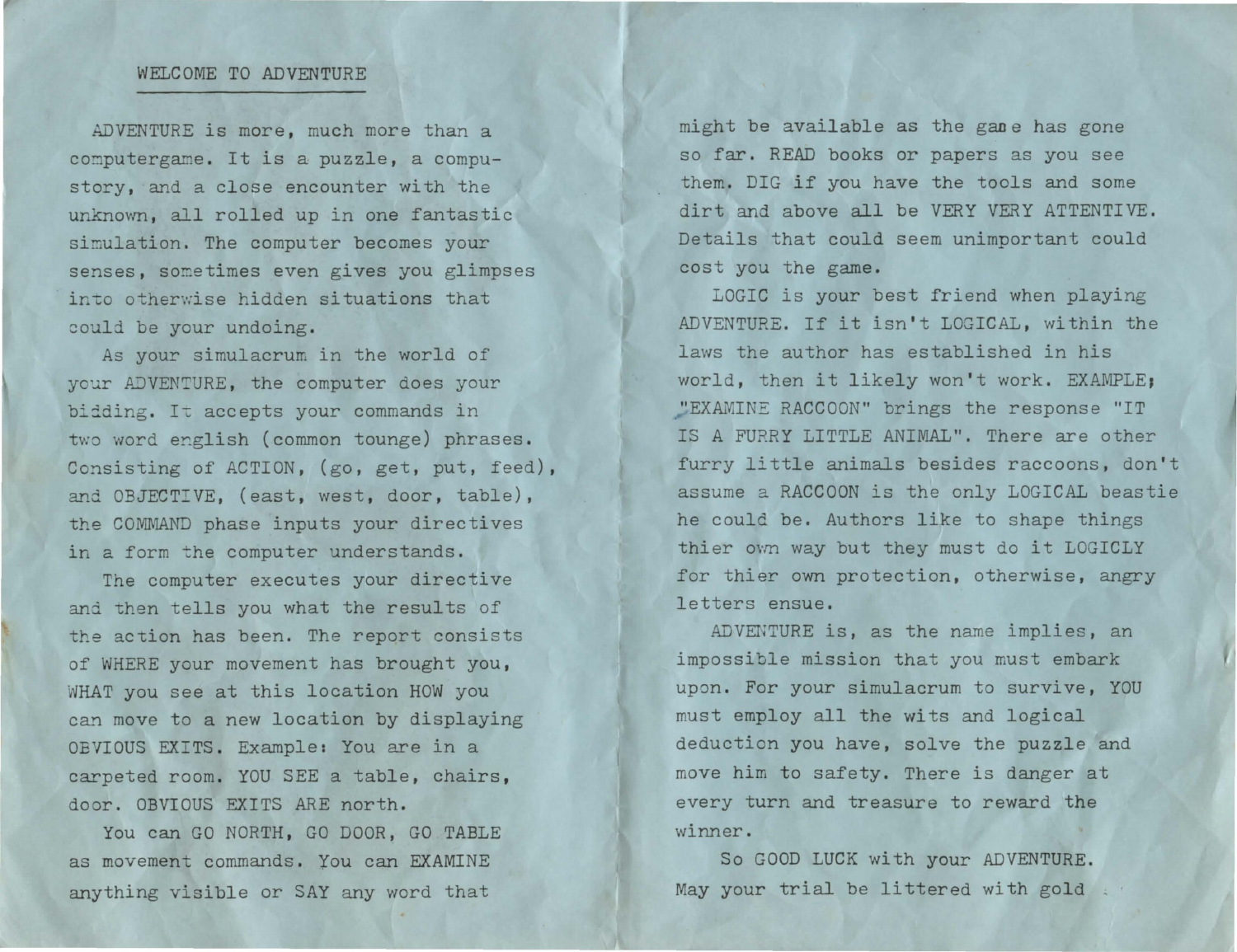## WELCOME TO ADVENTURE

ADVENTURE is more, much more than a computergame. It is a puzzle, a compu-story, and a close encounter with the unknown, all rolled up in one fantastic simulation. The computer becomes your senses, sometimes even gives you glimpses into otherwise hidden situations that could be your undoing.

As your simulacrum in the world of your ADVENTURE, the computer does your bidding. It accepts your commands in two word english (common tounge) phrases. Consisting of ACTION, (go, get, put, feed), and OBJECTIVE, (east, west, door, table), the COMMAND phase inputs your directives in a form the computer understands.

The computer executes your directive and then tells you what the results of the action has been. The report consists of WHERE your movement has brought you, WHAT you see at this location HOW you can move to a new location by displaying OBVIOUS EXITS. Example: You are in a carpeted room. YOU SEE a table, chairs, door. OBVIOUS EXITS ARE north.

You can GO NORTH, GO DOOR, GO TABLE as movement commands. You can EXAMINE anything visible or SAY any word that might be available as the game has gone so far. READ books or papers as you see them. DIG if you have the tools and some dirt and above all be VERY VERY ATTENTIVE. Details that could seem unimportant could cost you the game.

LOGIC is your best friend when playing ADVENTURE. If it isn't LOGICAL, within the laws the author has established in his world, then it likely won't work. EXAMPLE; "EXAMINE RACCOON" brings the response "IT IS A FURRY LITTLE ANIMAL". There are other furry little animals besides raccoons, don't assume a RACCOON is the only LOGICAL beastie he could be. Authors like to shape things thier own way but they must do it LOGICLY for thier own protection, otherwise, angry letters ensue.

ADVENTURE is, as the name implies, an impossible mission that you must embark upon. For your simulacrum to survive, YOU must employ all the wits and logical deduction you have, solve the puzzle and move him to safety. There is danger at every turn and treasure to reward the winner.

So GOOD LUCK with your ADVENTURE. May your trial be littered with gold .